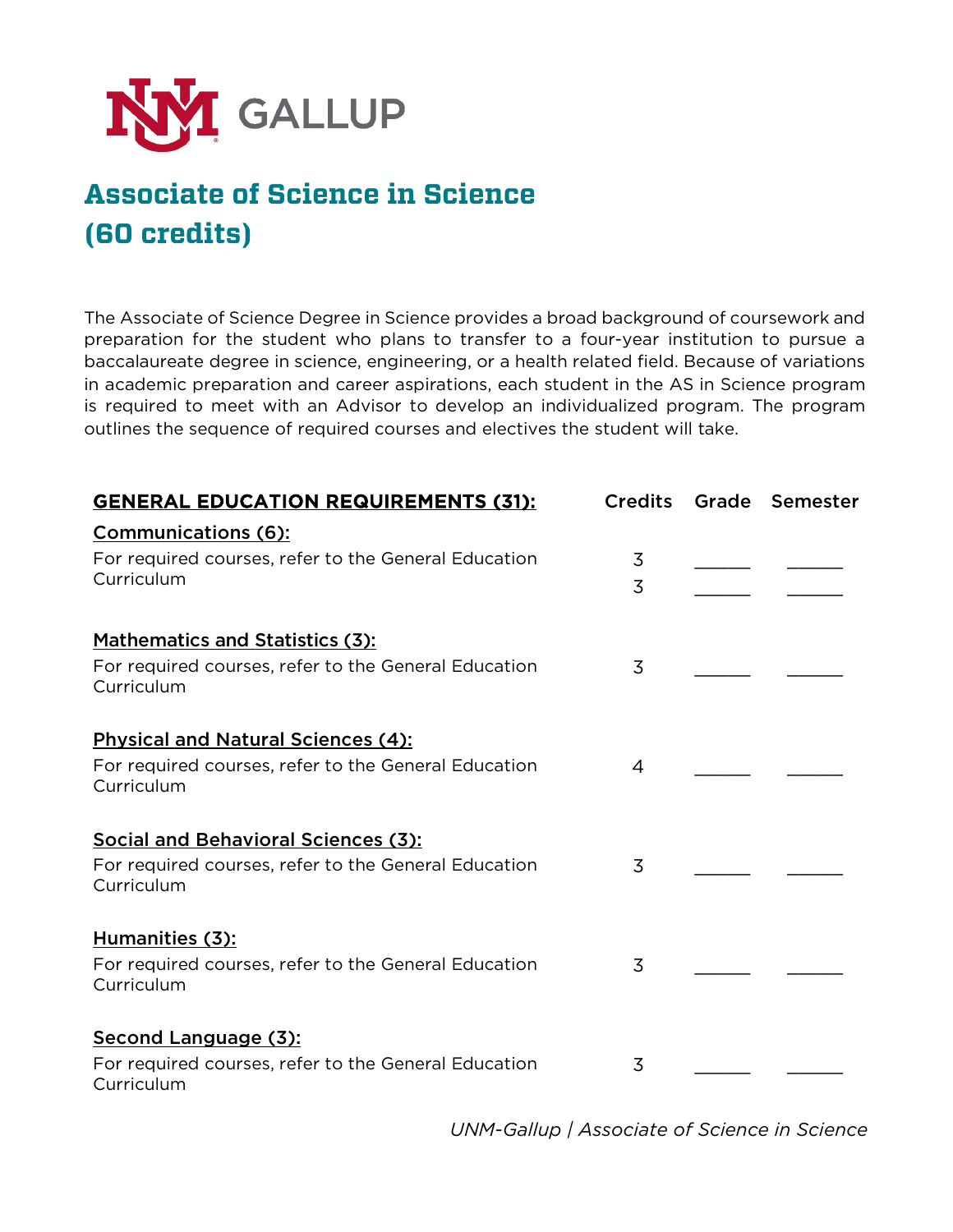UNM GALLUP

# Associate of Science in Science (60 credits)

The Associate of Science Degree in Science provides a broad background of coursework and preparation for the student who plans to transfer to a four-year institution to pursue a baccalaureate degree in science, engineering, or a health related field. Because of variations in academic preparation and career aspirations, each student in the AS in Science program is required to meet with an Advisor to develop an individualized program. The program outlines the sequence of required courses and electives the student will take.

| GENERAL EDUCATION REQUIREMENTS (31): | Credits | Grade | Semester |
|---|---|---|---|
| **Communications (6):** | | | |
| For required courses, refer to the General Education Curriculum | 3 | ______ | ______ |
| | 3 | ______ | ______ |
| **Mathematics and Statistics (3):** | | | |
| For required courses, refer to the General Education Curriculum | 3 | ______ | ______ |
| **Physical and Natural Sciences (4):** | | | |
| For required courses, refer to the General Education Curriculum | 4 | ______ | ______ |
| **Social and Behavioral Sciences (3):** | | | |
| For required courses, refer to the General Education Curriculum | 3 | ______ | ______ |
| **Humanities (3):** | | | |
| For required courses, refer to the General Education Curriculum | 3 | ______ | ______ |
| **Second Language (3):** | | | |
| For required courses, refer to the General Education Curriculum | 3 | ______ | ______ |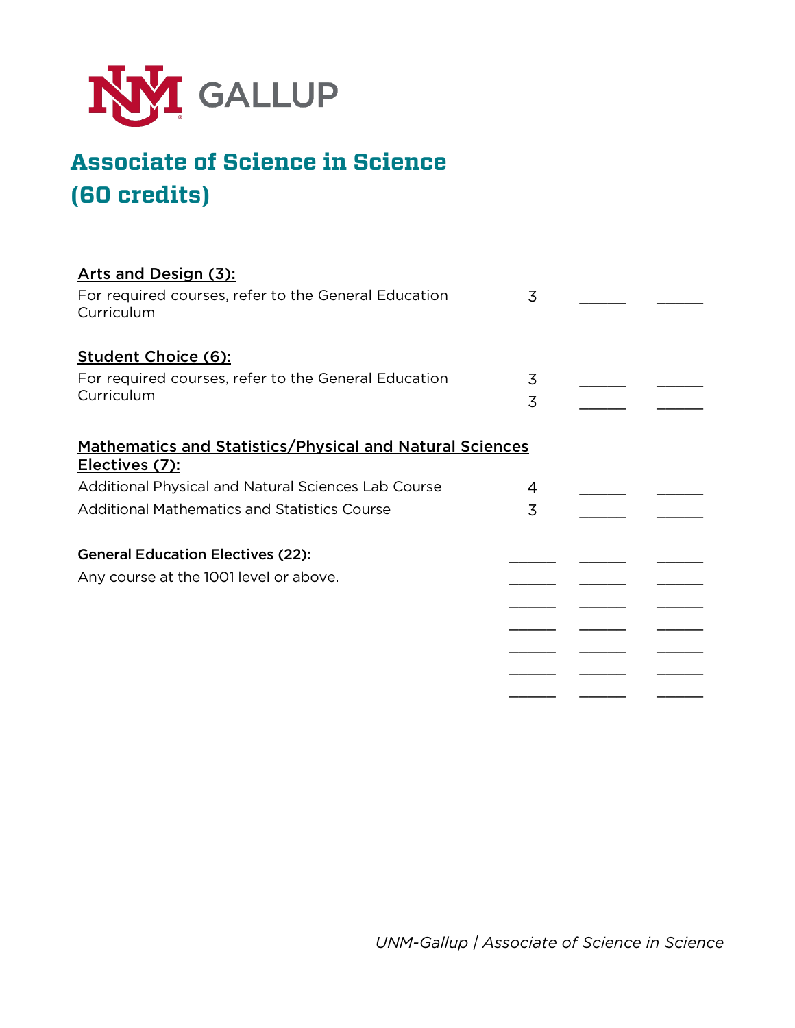GALLUP

# Associate of Science in Science (60 credits)

**Arts and Design (3):**

| | | | |
|---|---|---|---|
| For required courses, refer to the General Education Curriculum | 3 | ______ | ______ |

**Student Choice (6):**

| | | | |
|---|---|---|---|
| For required courses, refer to the General Education Curriculum | 3 | ______ | ______ |
| | 3 | ______ | ______ |

**Mathematics and Statistics/Physical and Natural Sciences Electives (7):**

| | | | |
|---|---|---|---|
| Additional Physical and Natural Sciences Lab Course | 4 | ______ | ______ |
| Additional Mathematics and Statistics Course | 3 | ______ | ______ |

**General Education Electives (22):**

| | | | |
|---|---|---|---|
| Any course at the 1001 level or above. | ______ | ______ | ______ |
| | ______ | ______ | ______ |
| | ______ | ______ | ______ |
| | ______ | ______ | ______ |
| | ______ | ______ | ______ |
| | ______ | ______ | ______ |
| | ______ | ______ | ______ |